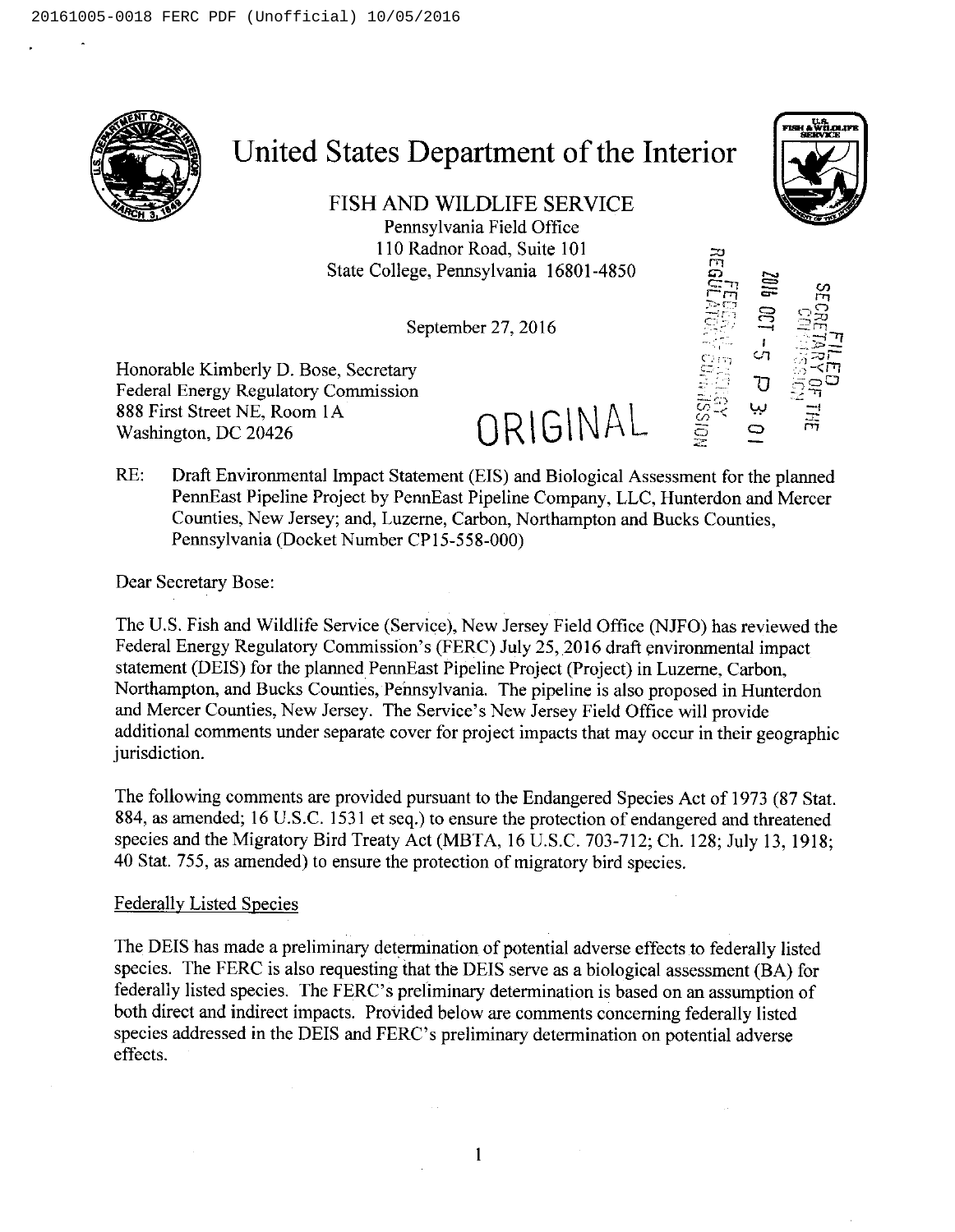# United States Department of the Interior

FISH AND WILDLIFE SERVICE
Pennsylvania Field Office
110 Radnor Road, Suite 101
State College, Pennsylvania 16801-4850

September 27, 2016

Honorable Kimberly D. Bose, Secretary
Federal Energy Regulatory Commission
888 First Street NE, Room 1A
Washington, DC 20426

ORIGINAL

FILED
SECRETARY OF THE COMMISSION
2016 OCT -5 P 3:01
FEDERAL ENERGY REGULATORY COMMISSION

RE: Draft Environmental Impact Statement (EIS) and Biological Assessment for the planned PennEast Pipeline Project by PennEast Pipeline Company, LLC, Hunterdon and Mercer Counties, New Jersey; and, Luzerne, Carbon, Northampton and Bucks Counties, Pennsylvania (Docket Number CP15-558-000)

Dear Secretary Bose:

The U.S. Fish and Wildlife Service (Service), New Jersey Field Office (NJFO) has reviewed the Federal Energy Regulatory Commission's (FERC) July 25, 2016 draft environmental impact statement (DEIS) for the planned PennEast Pipeline Project (Project) in Luzerne, Carbon, Northampton, and Bucks Counties, Pennsylvania. The pipeline is also proposed in Hunterdon and Mercer Counties, New Jersey. The Service's New Jersey Field Office will provide additional comments under separate cover for project impacts that may occur in their geographic jurisdiction.

The following comments are provided pursuant to the Endangered Species Act of 1973 (87 Stat. 884, as amended; 16 U.S.C. 1531 et seq.) to ensure the protection of endangered and threatened species and the Migratory Bird Treaty Act (MBTA, 16 U.S.C. 703-712; Ch. 128; July 13, 1918; 40 Stat. 755, as amended) to ensure the protection of migratory bird species.

Federally Listed Species

The DEIS has made a preliminary determination of potential adverse effects to federally listed species. The FERC is also requesting that the DEIS serve as a biological assessment (BA) for federally listed species. The FERC's preliminary determination is based on an assumption of both direct and indirect impacts. Provided below are comments concerning federally listed species addressed in the DEIS and FERC's preliminary determination on potential adverse effects.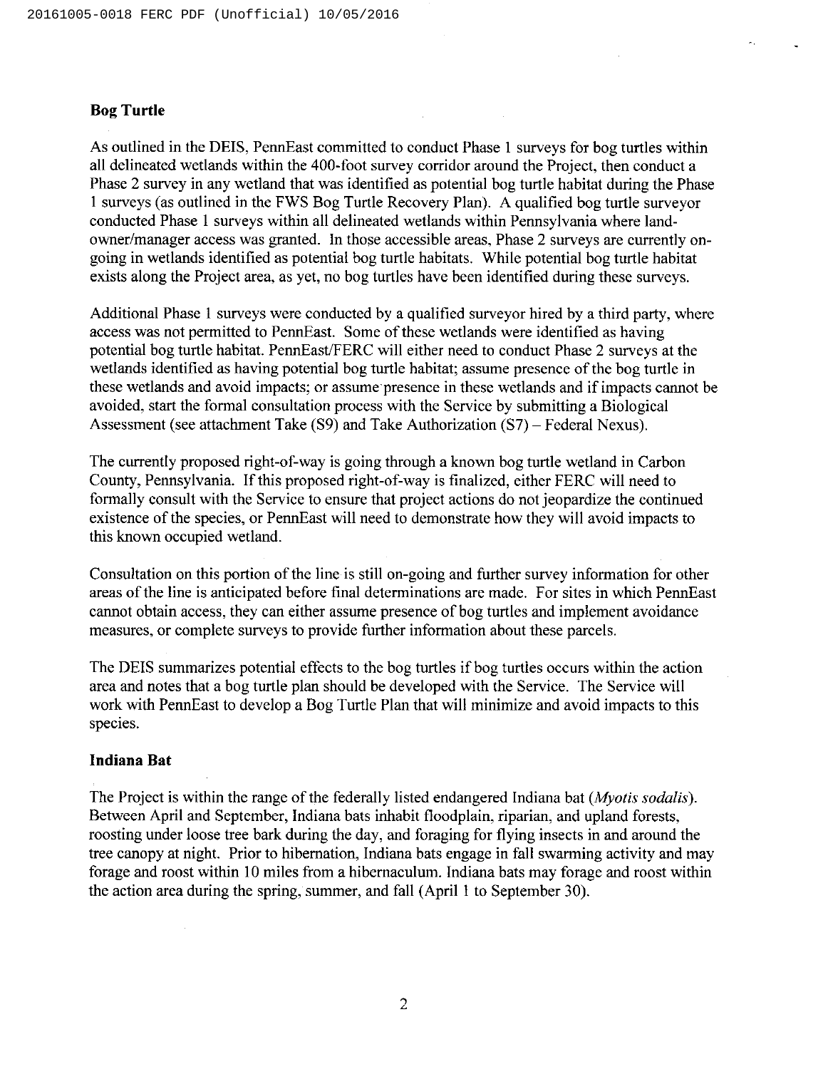## Bog Turtle

As outlined in the DEIS, PennEast committed to conduct Phase 1 surveys for bog turtles within all delineated wetlands within the 400-foot survey corridor around the Project, then conduct a Phase 2 survey in any wetland that was identified as potential bog turtle habitat during the Phase 1 surveys (as outlined in the FWS Bog Turtle Recovery Plan). A qualified bog turtle surveyor conducted Phase 1 surveys within all delineated wetlands within Pennsylvania where land-owner/manager access was granted. In those accessible areas, Phase 2 surveys are currently on-going in wetlands identified as potential bog turtle habitats. While potential bog turtle habitat exists along the Project area, as yet, no bog turtles have been identified during these surveys.

Additional Phase 1 surveys were conducted by a qualified surveyor hired by a third party, where access was not permitted to PennEast. Some of these wetlands were identified as having potential bog turtle habitat. PennEast/FERC will either need to conduct Phase 2 surveys at the wetlands identified as having potential bog turtle habitat; assume presence of the bog turtle in these wetlands and avoid impacts; or assume presence in these wetlands and if impacts cannot be avoided, start the formal consultation process with the Service by submitting a Biological Assessment (see attachment Take (S9) and Take Authorization (S7) – Federal Nexus).

The currently proposed right-of-way is going through a known bog turtle wetland in Carbon County, Pennsylvania. If this proposed right-of-way is finalized, either FERC will need to formally consult with the Service to ensure that project actions do not jeopardize the continued existence of the species, or PennEast will need to demonstrate how they will avoid impacts to this known occupied wetland.

Consultation on this portion of the line is still on-going and further survey information for other areas of the line is anticipated before final determinations are made. For sites in which PennEast cannot obtain access, they can either assume presence of bog turtles and implement avoidance measures, or complete surveys to provide further information about these parcels.

The DEIS summarizes potential effects to the bog turtles if bog turtles occurs within the action area and notes that a bog turtle plan should be developed with the Service. The Service will work with PennEast to develop a Bog Turtle Plan that will minimize and avoid impacts to this species.

## Indiana Bat

The Project is within the range of the federally listed endangered Indiana bat (*Myotis sodalis*). Between April and September, Indiana bats inhabit floodplain, riparian, and upland forests, roosting under loose tree bark during the day, and foraging for flying insects in and around the tree canopy at night. Prior to hibernation, Indiana bats engage in fall swarming activity and may forage and roost within 10 miles from a hibernaculum. Indiana bats may forage and roost within the action area during the spring, summer, and fall (April 1 to September 30).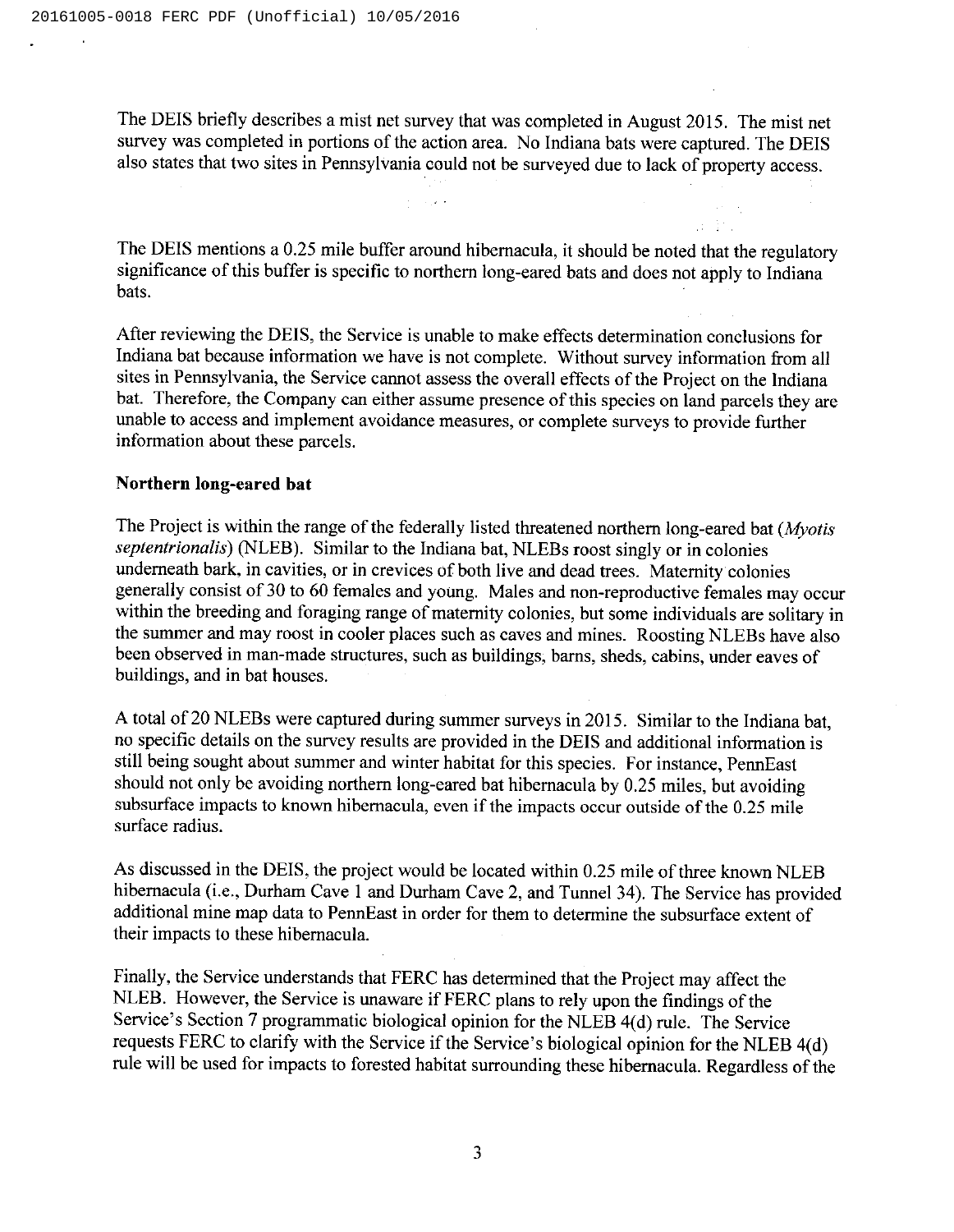The DEIS briefly describes a mist net survey that was completed in August 2015. The mist net survey was completed in portions of the action area. No Indiana bats were captured. The DEIS also states that two sites in Pennsylvania could not be surveyed due to lack of property access.

The DEIS mentions a 0.25 mile buffer around hibernacula, it should be noted that the regulatory significance of this buffer is specific to northern long-eared bats and does not apply to Indiana bats.

After reviewing the DEIS, the Service is unable to make effects determination conclusions for Indiana bat because information we have is not complete. Without survey information from all sites in Pennsylvania, the Service cannot assess the overall effects of the Project on the Indiana bat. Therefore, the Company can either assume presence of this species on land parcels they are unable to access and implement avoidance measures, or complete surveys to provide further information about these parcels.

**Northern long-eared bat**

The Project is within the range of the federally listed threatened northern long-eared bat (*Myotis septentrionalis*) (NLEB). Similar to the Indiana bat, NLEBs roost singly or in colonies underneath bark, in cavities, or in crevices of both live and dead trees. Maternity colonies generally consist of 30 to 60 females and young. Males and non-reproductive females may occur within the breeding and foraging range of maternity colonies, but some individuals are solitary in the summer and may roost in cooler places such as caves and mines. Roosting NLEBs have also been observed in man-made structures, such as buildings, barns, sheds, cabins, under eaves of buildings, and in bat houses.

A total of 20 NLEBs were captured during summer surveys in 2015. Similar to the Indiana bat, no specific details on the survey results are provided in the DEIS and additional information is still being sought about summer and winter habitat for this species. For instance, PennEast should not only be avoiding northern long-eared bat hibernacula by 0.25 miles, but avoiding subsurface impacts to known hibernacula, even if the impacts occur outside of the 0.25 mile surface radius.

As discussed in the DEIS, the project would be located within 0.25 mile of three known NLEB hibernacula (i.e., Durham Cave 1 and Durham Cave 2, and Tunnel 34). The Service has provided additional mine map data to PennEast in order for them to determine the subsurface extent of their impacts to these hibernacula.

Finally, the Service understands that FERC has determined that the Project may affect the NLEB. However, the Service is unaware if FERC plans to rely upon the findings of the Service's Section 7 programmatic biological opinion for the NLEB 4(d) rule. The Service requests FERC to clarify with the Service if the Service's biological opinion for the NLEB 4(d) rule will be used for impacts to forested habitat surrounding these hibernacula. Regardless of the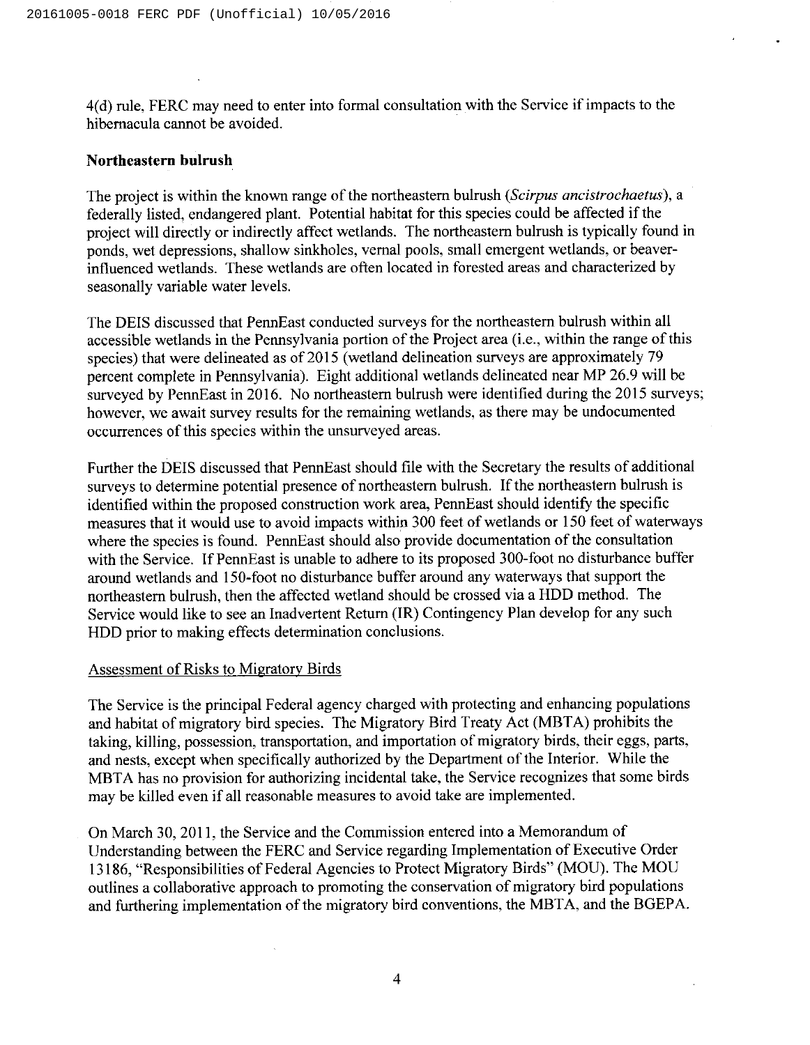4(d) rule, FERC may need to enter into formal consultation with the Service if impacts to the hibernacula cannot be avoided.

**Northeastern bulrush**

The project is within the known range of the northeastern bulrush (*Scirpus ancistrochaetus*), a federally listed, endangered plant. Potential habitat for this species could be affected if the project will directly or indirectly affect wetlands. The northeastern bulrush is typically found in ponds, wet depressions, shallow sinkholes, vernal pools, small emergent wetlands, or beaver-influenced wetlands. These wetlands are often located in forested areas and characterized by seasonally variable water levels.

The DEIS discussed that PennEast conducted surveys for the northeastern bulrush within all accessible wetlands in the Pennsylvania portion of the Project area (i.e., within the range of this species) that were delineated as of 2015 (wetland delineation surveys are approximately 79 percent complete in Pennsylvania). Eight additional wetlands delineated near MP 26.9 will be surveyed by PennEast in 2016. No northeastern bulrush were identified during the 2015 surveys; however, we await survey results for the remaining wetlands, as there may be undocumented occurrences of this species within the unsurveyed areas.

Further the DEIS discussed that PennEast should file with the Secretary the results of additional surveys to determine potential presence of northeastern bulrush. If the northeastern bulrush is identified within the proposed construction work area, PennEast should identify the specific measures that it would use to avoid impacts within 300 feet of wetlands or 150 feet of waterways where the species is found. PennEast should also provide documentation of the consultation with the Service. If PennEast is unable to adhere to its proposed 300-foot no disturbance buffer around wetlands and 150-foot no disturbance buffer around any waterways that support the northeastern bulrush, then the affected wetland should be crossed via a HDD method. The Service would like to see an Inadvertent Return (IR) Contingency Plan develop for any such HDD prior to making effects determination conclusions.

Assessment of Risks to Migratory Birds

The Service is the principal Federal agency charged with protecting and enhancing populations and habitat of migratory bird species. The Migratory Bird Treaty Act (MBTA) prohibits the taking, killing, possession, transportation, and importation of migratory birds, their eggs, parts, and nests, except when specifically authorized by the Department of the Interior. While the MBTA has no provision for authorizing incidental take, the Service recognizes that some birds may be killed even if all reasonable measures to avoid take are implemented.

On March 30, 2011, the Service and the Commission entered into a Memorandum of Understanding between the FERC and Service regarding Implementation of Executive Order 13186, "Responsibilities of Federal Agencies to Protect Migratory Birds" (MOU). The MOU outlines a collaborative approach to promoting the conservation of migratory bird populations and furthering implementation of the migratory bird conventions, the MBTA, and the BGEPA.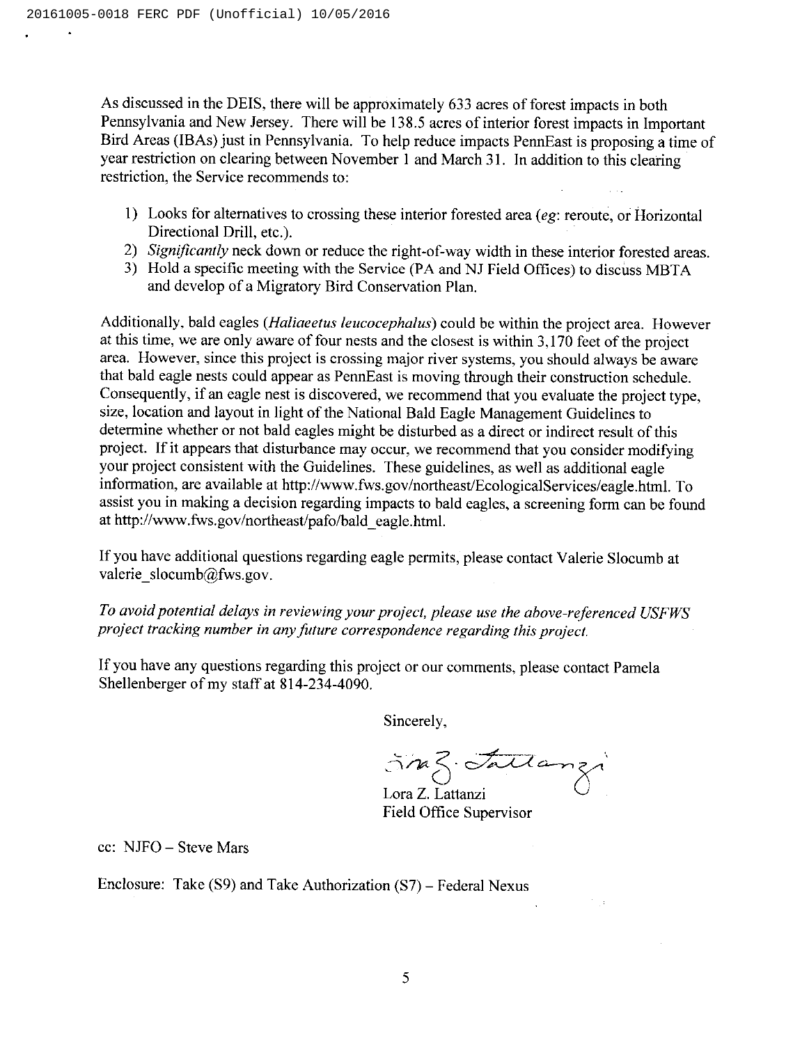As discussed in the DEIS, there will be approximately 633 acres of forest impacts in both Pennsylvania and New Jersey. There will be 138.5 acres of interior forest impacts in Important Bird Areas (IBAs) just in Pennsylvania. To help reduce impacts PennEast is proposing a time of year restriction on clearing between November 1 and March 31. In addition to this clearing restriction, the Service recommends to:

1) Looks for alternatives to crossing these interior forested area (*eg*: reroute, or Horizontal Directional Drill, etc.).
2) *Significantly* neck down or reduce the right-of-way width in these interior forested areas.
3) Hold a specific meeting with the Service (PA and NJ Field Offices) to discuss MBTA and develop of a Migratory Bird Conservation Plan.

Additionally, bald eagles (*Haliaeetus leucocephalus*) could be within the project area. However at this time, we are only aware of four nests and the closest is within 3,170 feet of the project area. However, since this project is crossing major river systems, you should always be aware that bald eagle nests could appear as PennEast is moving through their construction schedule. Consequently, if an eagle nest is discovered, we recommend that you evaluate the project type, size, location and layout in light of the National Bald Eagle Management Guidelines to determine whether or not bald eagles might be disturbed as a direct or indirect result of this project. If it appears that disturbance may occur, we recommend that you consider modifying your project consistent with the Guidelines. These guidelines, as well as additional eagle information, are available at http://www.fws.gov/northeast/EcologicalServices/eagle.html. To assist you in making a decision regarding impacts to bald eagles, a screening form can be found at http://www.fws.gov/northeast/pafo/bald_eagle.html.

If you have additional questions regarding eagle permits, please contact Valerie Slocumb at valerie_slocumb@fws.gov.

*To avoid potential delays in reviewing your project, please use the above-referenced USFWS project tracking number in any future correspondence regarding this project.*

If you have any questions regarding this project or our comments, please contact Pamela Shellenberger of my staff at 814-234-4090.

Sincerely,

Lora Z. Lattanzi
Field Office Supervisor

cc: NJFO – Steve Mars

Enclosure: Take (S9) and Take Authorization (S7) – Federal Nexus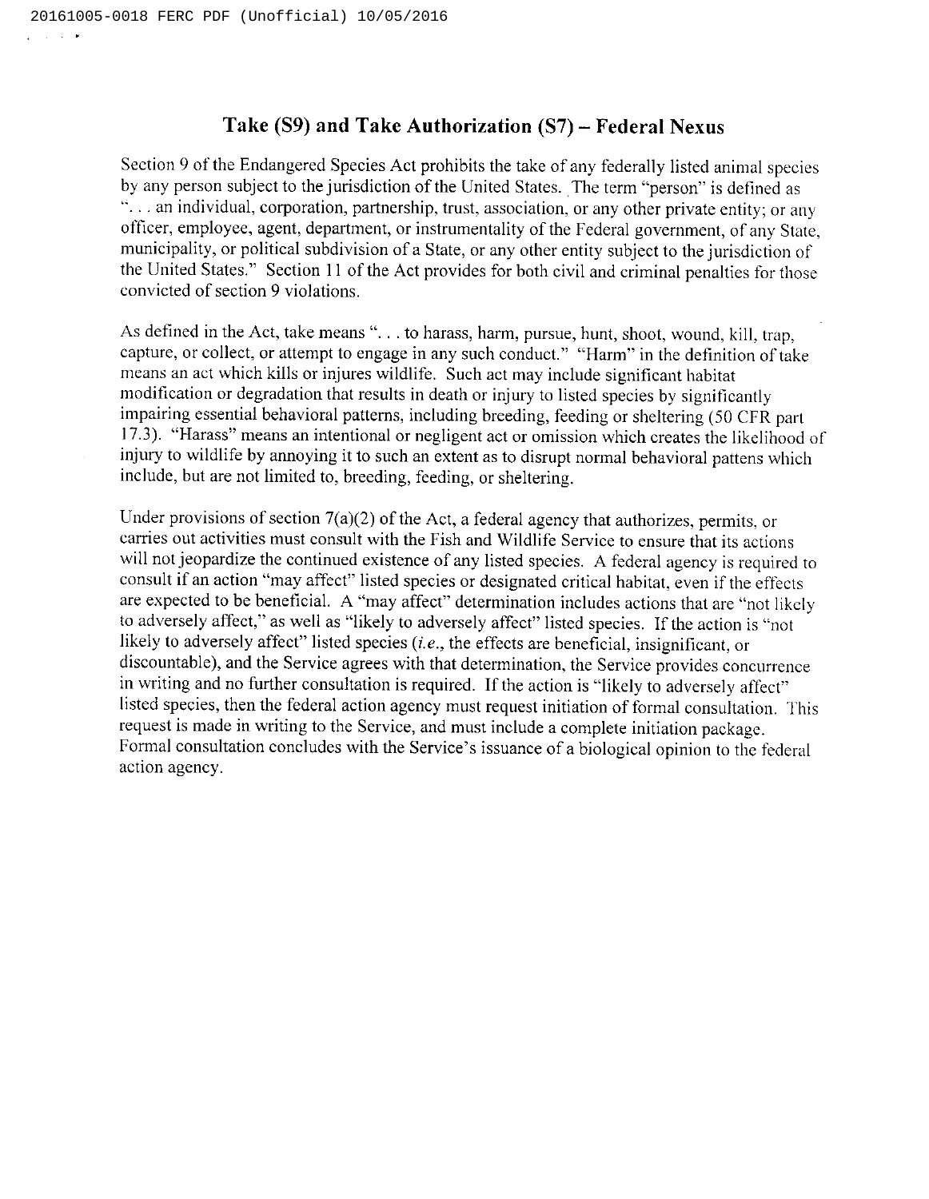## Take (S9) and Take Authorization (S7) – Federal Nexus

Section 9 of the Endangered Species Act prohibits the take of any federally listed animal species by any person subject to the jurisdiction of the United States. The term "person" is defined as ". . . an individual, corporation, partnership, trust, association, or any other private entity; or any officer, employee, agent, department, or instrumentality of the Federal government, of any State, municipality, or political subdivision of a State, or any other entity subject to the jurisdiction of the United States." Section 11 of the Act provides for both civil and criminal penalties for those convicted of section 9 violations.

As defined in the Act, take means ". . . to harass, harm, pursue, hunt, shoot, wound, kill, trap, capture, or collect, or attempt to engage in any such conduct." "Harm" in the definition of take means an act which kills or injures wildlife. Such act may include significant habitat modification or degradation that results in death or injury to listed species by significantly impairing essential behavioral patterns, including breeding, feeding or sheltering (50 CFR part 17.3). "Harass" means an intentional or negligent act or omission which creates the likelihood of injury to wildlife by annoying it to such an extent as to disrupt normal behavioral pattens which include, but are not limited to, breeding, feeding, or sheltering.

Under provisions of section 7(a)(2) of the Act, a federal agency that authorizes, permits, or carries out activities must consult with the Fish and Wildlife Service to ensure that its actions will not jeopardize the continued existence of any listed species. A federal agency is required to consult if an action "may affect" listed species or designated critical habitat, even if the effects are expected to be beneficial. A "may affect" determination includes actions that are "not likely to adversely affect," as well as "likely to adversely affect" listed species. If the action is "not likely to adversely affect" listed species (*i.e.*, the effects are beneficial, insignificant, or discountable), and the Service agrees with that determination, the Service provides concurrence in writing and no further consultation is required. If the action is "likely to adversely affect" listed species, then the federal action agency must request initiation of formal consultation. This request is made in writing to the Service, and must include a complete initiation package. Formal consultation concludes with the Service's issuance of a biological opinion to the federal action agency.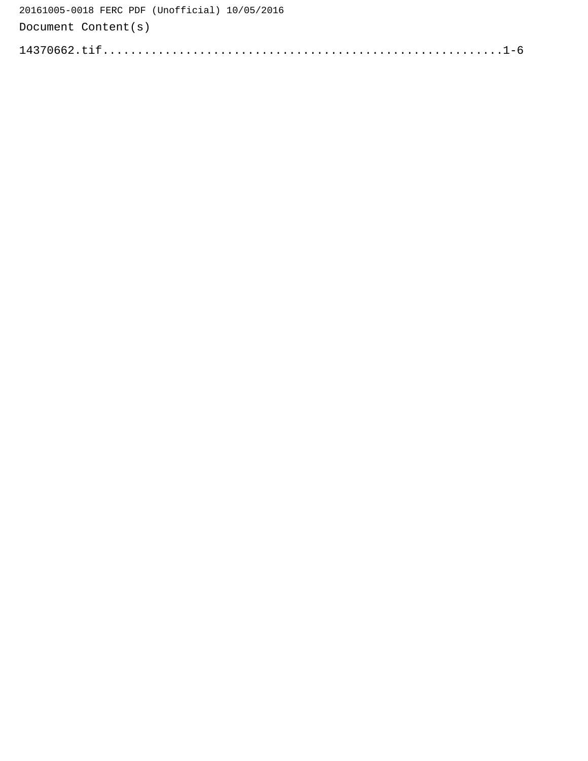Document Content(s)

14370662.tif......................................................1-6